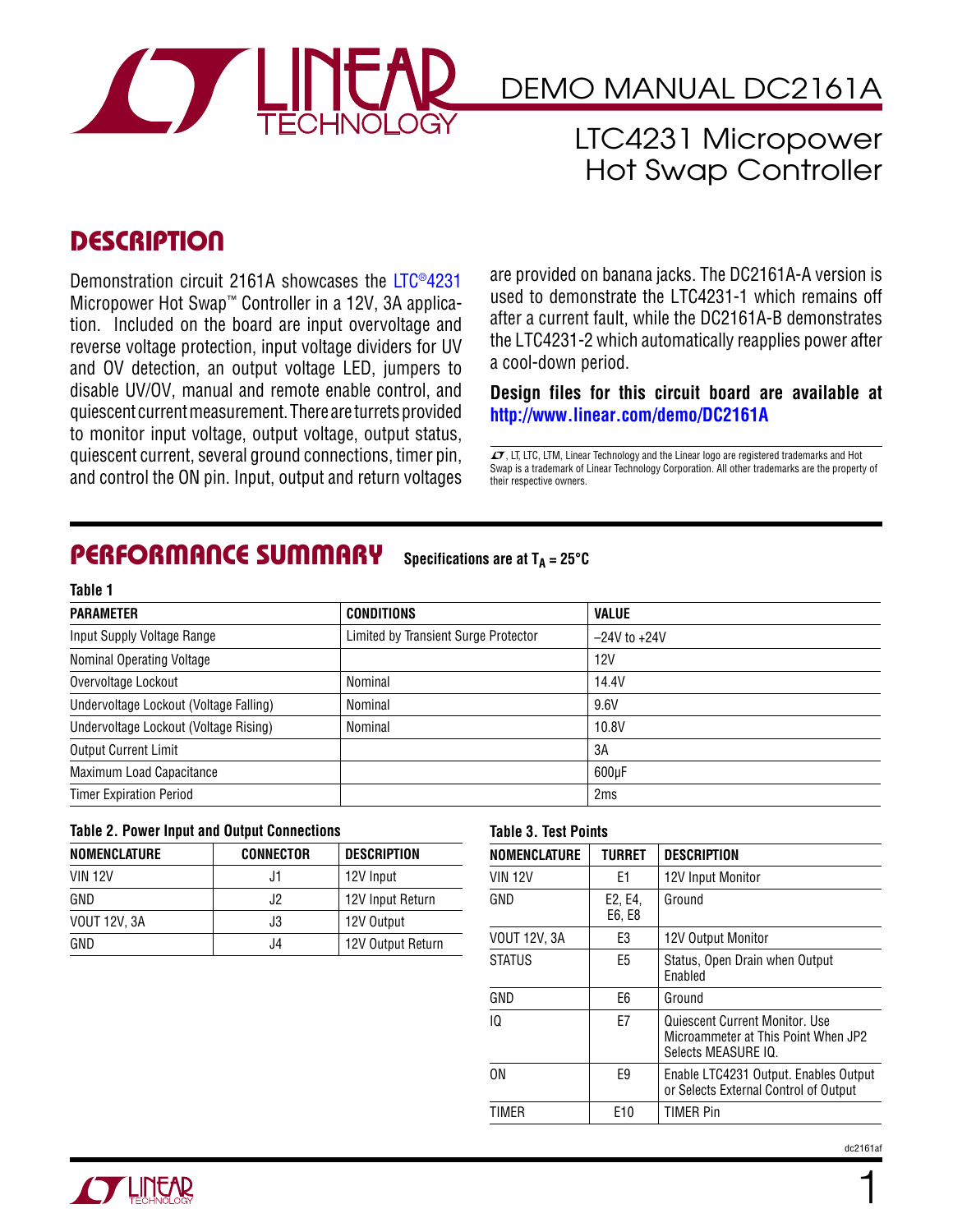# DEMO MANUAL DC2161A

## LTC4231 Micropower Hot Swap Controller

## DESCRIPTION

Demonstration circuit 2161A showcases the LTC®4231 Micropower Hot Swap™ Controller in a 12V, 3A application. Included on the board are input overvoltage and reverse voltage protection, input voltage dividers for UV and OV detection, an output voltage LED, jumpers to disable UV/OV, manual and remote enable control, and quiescent current measurement. There are turrets provided to monitor input voltage, output voltage, output status, quiescent current, several ground connections, timer pin, and control the ON pin. Input, output and return voltages are provided on banana jacks. The DC2161A-A version is used to demonstrate the LTC4231-1 which remains off after a current fault, while the DC2161A-B demonstrates the LTC4231-2 which automatically reapplies power after a cool-down period.

**Design files for this circuit board are available at http://www.linear.com/demo/DC2161A**

LT, LTC, LTM, Linear Technology and the Linear logo are registered trademarks and Hot Swap is a trademark of Linear Technology Corporation. All other trademarks are the property of their respective owners.

## PERFORMANCE SUMMARY

Specifications are at $T_A = 25°C$

**Table 1**

| PARAMETER | CONDITIONS | VALUE |
|---|---|---|
| Input Supply Voltage Range | Limited by Transient Surge Protector | –24V to +24V |
| Nominal Operating Voltage | | 12V |
| Overvoltage Lockout | Nominal | 14.4V |
| Undervoltage Lockout (Voltage Falling) | Nominal | 9.6V |
| Undervoltage Lockout (Voltage Rising) | Nominal | 10.8V |
| Output Current Limit | | 3A |
| Maximum Load Capacitance | | 600µF |
| Timer Expiration Period | | 2ms |

**Table 2. Power Input and Output Connections**

| NOMENCLATURE | CONNECTOR | DESCRIPTION |
|---|---|---|
| VIN 12V | J1 | 12V Input |
| GND | J2 | 12V Input Return |
| VOUT 12V, 3A | J3 | 12V Output |
| GND | J4 | 12V Output Return |

**Table 3. Test Points**

| NOMENCLATURE | TURRET | DESCRIPTION |
|---|---|---|
| VIN 12V | E1 | 12V Input Monitor |
| GND | E2, E4, E6, E8 | Ground |
| VOUT 12V, 3A | E3 | 12V Output Monitor |
| STATUS | E5 | Status, Open Drain when Output Enabled |
| GND | E6 | Ground |
| IQ | E7 | Quiescent Current Monitor. Use Microammeter at This Point When JP2 Selects MEASURE IQ. |
| ON | E9 | Enable LTC4231 Output. Enables Output or Selects External Control of Output |
| TIMER | E10 | TIMER Pin |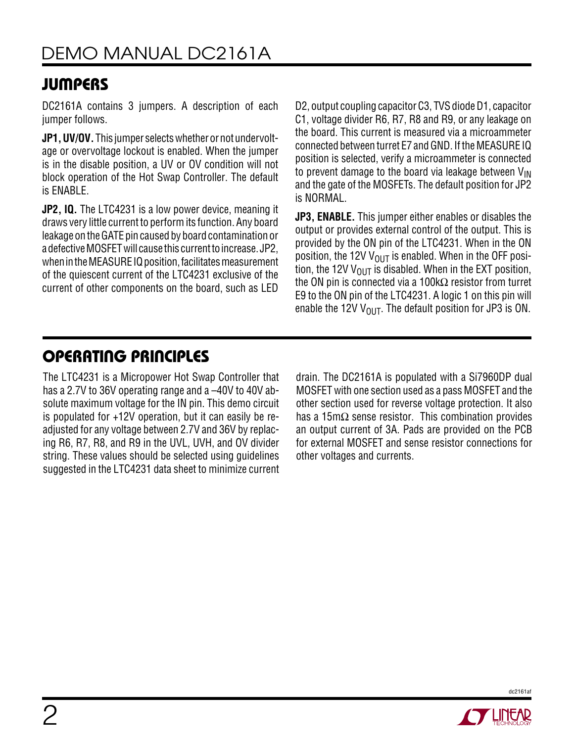## JUMPERS

DC2161A contains 3 jumpers. A description of each jumper follows.

**JP1, UV/OV.** This jumper selects whether or not undervoltage or overvoltage lockout is enabled. When the jumper is in the disable position, a UV or OV condition will not block operation of the Hot Swap Controller. The default is ENABLE.

**JP2, IQ.** The LTC4231 is a low power device, meaning it draws very little current to perform its function. Any board leakage on the GATE pin caused by board contamination or a defective MOSFET will cause this current to increase. JP2, when in the MEASURE IQ position, facilitates measurement of the quiescent current of the LTC4231 exclusive of the current of other components on the board, such as LED D2, output coupling capacitor C3, TVS diode D1, capacitor C1, voltage divider R6, R7, R8 and R9, or any leakage on the board. This current is measured via a microammeter connected between turret E7 and GND. If the MEASURE IQ position is selected, verify a microammeter is connected to prevent damage to the board via leakage between $V_{IN}$ and the gate of the MOSFETs. The default position for JP2 is NORMAL.

**JP3, ENABLE.** This jumper either enables or disables the output or provides external control of the output. This is provided by the ON pin of the LTC4231. When in the ON position, the 12V $V_{OUT}$ is enabled. When in the OFF position, the 12V $V_{OUT}$ is disabled. When in the EXT position, the ON pin is connected via a 100kΩ resistor from turret E9 to the ON pin of the LTC4231. A logic 1 on this pin will enable the 12V $V_{OUT}$. The default position for JP3 is ON.

## OPERATING PRINCIPLES

The LTC4231 is a Micropower Hot Swap Controller that has a 2.7V to 36V operating range and a –40V to 40V absolute maximum voltage for the IN pin. This demo circuit is populated for +12V operation, but it can easily be readjusted for any voltage between 2.7V and 36V by replacing R6, R7, R8, and R9 in the UVL, UVH, and OV divider string. These values should be selected using guidelines suggested in the LTC4231 data sheet to minimize current drain. The DC2161A is populated with a Si7960DP dual MOSFET with one section used as a pass MOSFET and the other section used for reverse voltage protection. It also has a 15mΩ sense resistor. This combination provides an output current of 3A. Pads are provided on the PCB for external MOSFET and sense resistor connections for other voltages and currents.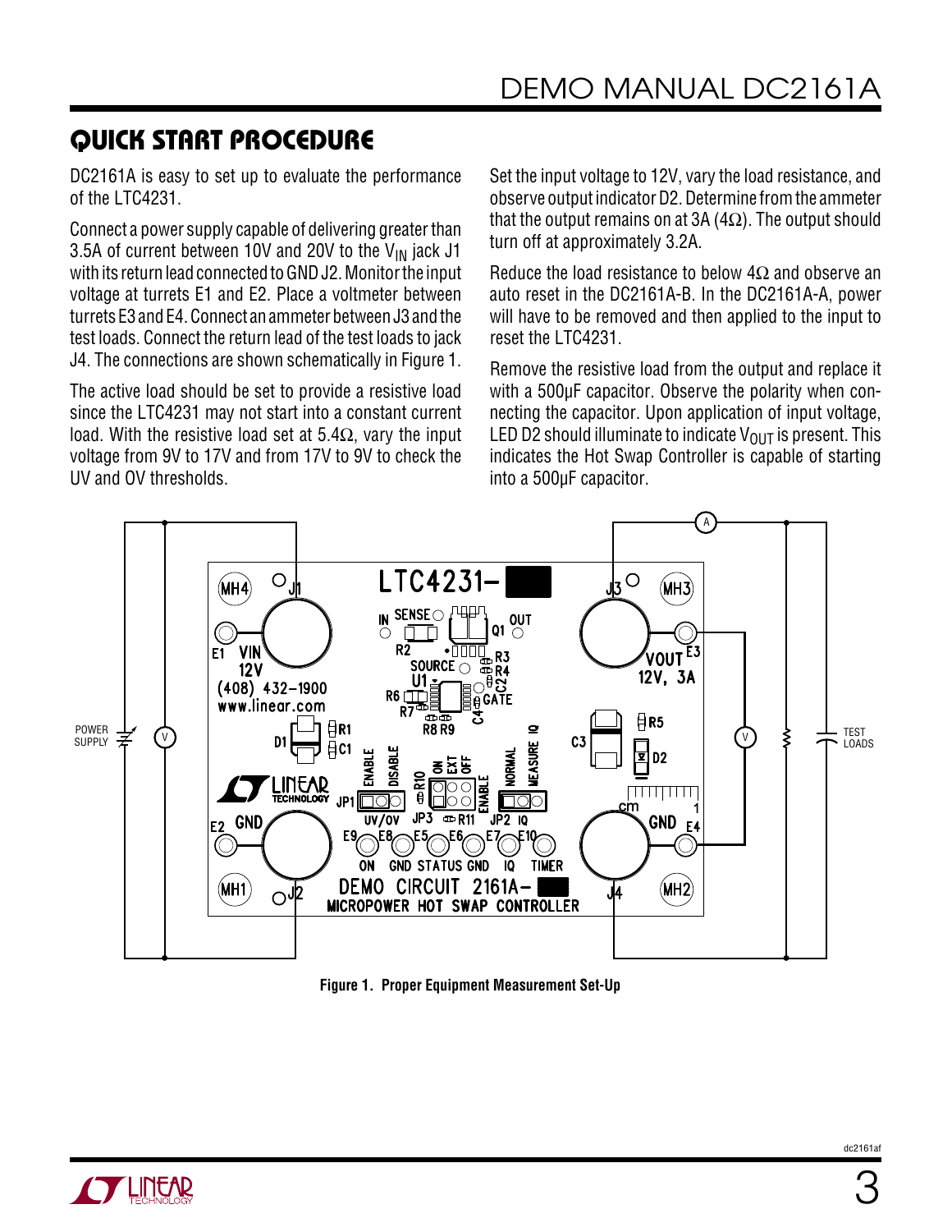## QUICK START PROCEDURE

DC2161A is easy to set up to evaluate the performance of the LTC4231.

Connect a power supply capable of delivering greater than 3.5A of current between 10V and 20V to the $V_{IN}$ jack J1 with its return lead connected to GND J2. Monitor the input voltage at turrets E1 and E2. Place a voltmeter between turrets E3 and E4. Connect an ammeter between J3 and the test loads. Connect the return lead of the test loads to jack J4. The connections are shown schematically in Figure 1.

The active load should be set to provide a resistive load since the LTC4231 may not start into a constant current load. With the resistive load set at 5.4Ω, vary the input voltage from 9V to 17V and from 17V to 9V to check the UV and OV thresholds.

Set the input voltage to 12V, vary the load resistance, and observe output indicator D2. Determine from the ammeter that the output remains on at 3A (4Ω). The output should turn off at approximately 3.2A.

Reduce the load resistance to below 4Ω and observe an auto reset in the DC2161A-B. In the DC2161A-A, power will have to be removed and then applied to the input to reset the LTC4231.

Remove the resistive load from the output and replace it with a 500µF capacitor. Observe the polarity when connecting the capacitor. Upon application of input voltage, LED D2 should illuminate to indicate $V_{OUT}$ is present. This indicates the Hot Swap Controller is capable of starting into a 500µF capacitor.

**Figure 1. Proper Equipment Measurement Set-Up**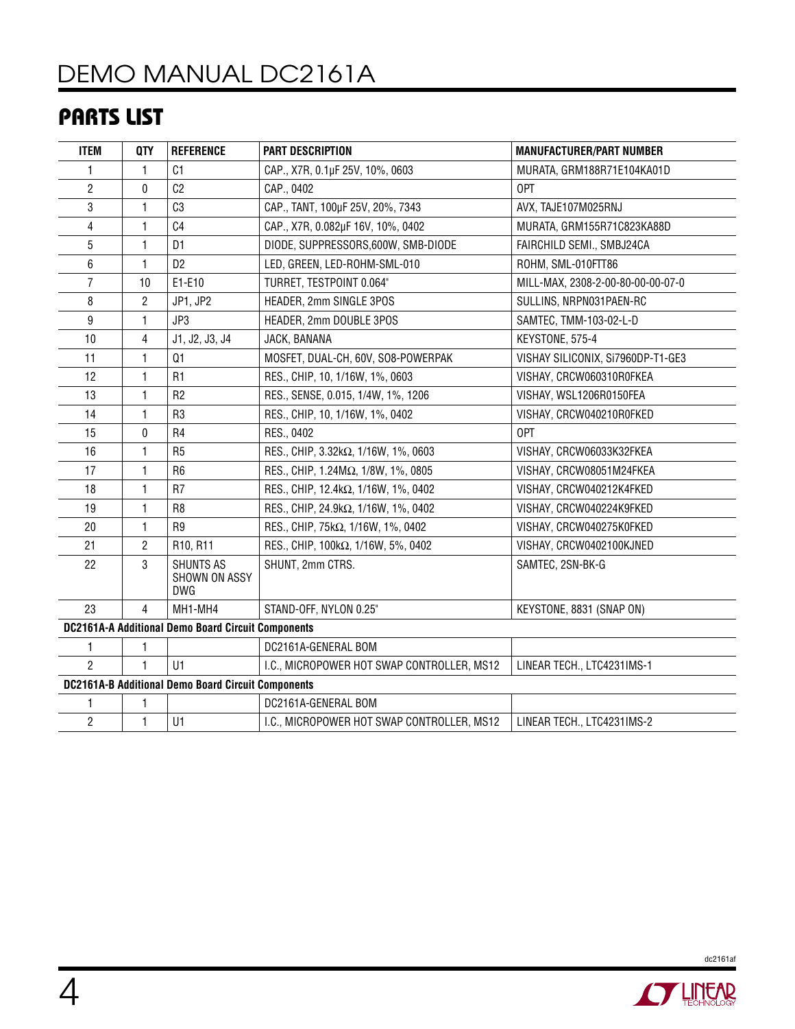## PARTS LIST

| ITEM | QTY | REFERENCE | PART DESCRIPTION | MANUFACTURER/PART NUMBER |
|---|---|---|---|---|
| 1 | 1 | C1 | CAP., X7R, 0.1µF 25V, 10%, 0603 | MURATA, GRM188R71E104KA01D |
| 2 | 0 | C2 | CAP., 0402 | OPT |
| 3 | 1 | C3 | CAP., TANT, 100µF 25V, 20%, 7343 | AVX, TAJE107M025RNJ |
| 4 | 1 | C4 | CAP., X7R, 0.082µF 16V, 10%, 0402 | MURATA, GRM155R71C823KA88D |
| 5 | 1 | D1 | DIODE, SUPPRESSORS,600W, SMB-DIODE | FAIRCHILD SEMI., SMBJ24CA |
| 6 | 1 | D2 | LED, GREEN, LED-ROHM-SML-010 | ROHM, SML-010FTT86 |
| 7 | 10 | E1-E10 | TURRET, TESTPOINT 0.064" | MILL-MAX, 2308-2-00-80-00-00-07-0 |
| 8 | 2 | JP1, JP2 | HEADER, 2mm SINGLE 3POS | SULLINS, NRPN031PAEN-RC |
| 9 | 1 | JP3 | HEADER, 2mm DOUBLE 3POS | SAMTEC, TMM-103-02-L-D |
| 10 | 4 | J1, J2, J3, J4 | JACK, BANANA | KEYSTONE, 575-4 |
| 11 | 1 | Q1 | MOSFET, DUAL-CH, 60V, SO8-POWERPAK | VISHAY SILICONIX, Si7960DP-T1-GE3 |
| 12 | 1 | R1 | RES., CHIP, 10, 1/16W, 1%, 0603 | VISHAY, CRCW060310R0FKEA |
| 13 | 1 | R2 | RES., SENSE, 0.015, 1/4W, 1%, 1206 | VISHAY, WSL1206R0150FEA |
| 14 | 1 | R3 | RES., CHIP, 10, 1/16W, 1%, 0402 | VISHAY, CRCW040210R0FKED |
| 15 | 0 | R4 | RES., 0402 | OPT |
| 16 | 1 | R5 | RES., CHIP, 3.32kΩ, 1/16W, 1%, 0603 | VISHAY, CRCW06033K32FKEA |
| 17 | 1 | R6 | RES., CHIP, 1.24MΩ, 1/8W, 1%, 0805 | VISHAY, CRCW08051M24FKEA |
| 18 | 1 | R7 | RES., CHIP, 12.4kΩ, 1/16W, 1%, 0402 | VISHAY, CRCW040212K4FKED |
| 19 | 1 | R8 | RES., CHIP, 24.9kΩ, 1/16W, 1%, 0402 | VISHAY, CRCW040224K9FKED |
| 20 | 1 | R9 | RES., CHIP, 75kΩ, 1/16W, 1%, 0402 | VISHAY, CRCW040275K0FKED |
| 21 | 2 | R10, R11 | RES., CHIP, 100kΩ, 1/16W, 5%, 0402 | VISHAY, CRCW0402100KJNED |
| 22 | 3 | SHUNTS AS SHOWN ON ASSY DWG | SHUNT, 2mm CTRS. | SAMTEC, 2SN-BK-G |
| 23 | 4 | MH1-MH4 | STAND-OFF, NYLON 0.25" | KEYSTONE, 8831 (SNAP ON) |
| **DC2161A-A Additional Demo Board Circuit Components** | | | | |
| 1 | 1 | | DC2161A-GENERAL BOM | |
| 2 | 1 | U1 | I.C., MICROPOWER HOT SWAP CONTROLLER, MS12 | LINEAR TECH., LTC4231IMS-1 |
| **DC2161A-B Additional Demo Board Circuit Components** | | | | |
| 1 | 1 | | DC2161A-GENERAL BOM | |
| 2 | 1 | U1 | I.C., MICROPOWER HOT SWAP CONTROLLER, MS12 | LINEAR TECH., LTC4231IMS-2 |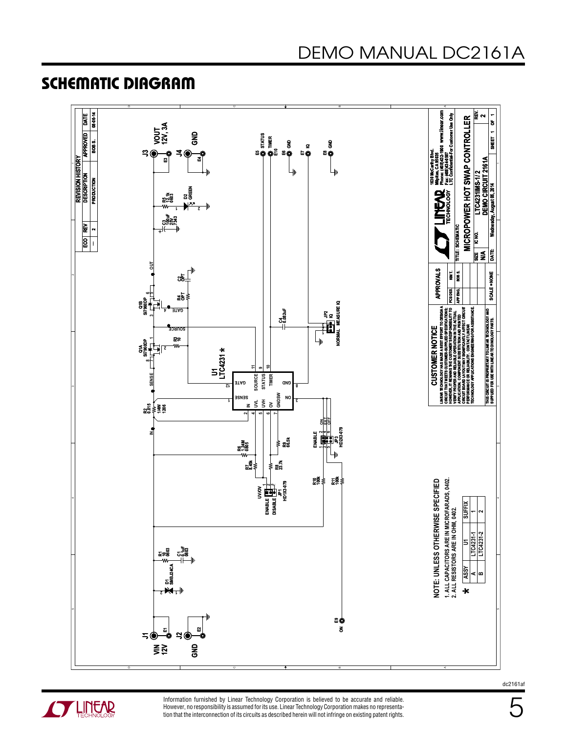## SCHEMATIC DIAGRAM

**REVISION HISTORY**

| ECO | REV | DESCRIPTION | APPROVED | DATE |
|---|---|---|---|---|
| — | 2 | PRODUCTION | BOB S. | 08-06-14 |

VIN 12V — J1, E1
GND — J2, E2
VOUT 12V, 3A — J3, E3
GND — J4, E4
E5 STATUS
E10 TIMER
E6 GND
E7 IQ
E8 GND
E9 ON

D1 SMBJ24CA; R1 10 0603; C1 0.1uF 0603
R2 0.015 1/4W 1206
Q1A Si7960DP; Q1B Si7960DP
R3 10; R4 OPT; C2 OPT
C3 100uF 25V 7343; R5 12.1k 0603; D2 GREEN
U1 LTC4231 *
R6 1.24M 0805; R7 8.45k; R8 23.7k; R9 66.5k; R10 100k; R11 100k
C4 0.082uF
JP1 HD1X3-079 (UV/OV, ENABLE, DISABLE)
JP2 IQ (NORMAL, MEASURE IQ)
JP3 HD2X3-079 ENABLE (ON, EXT, OFF)

U1 pins: SENSE (1), IN (2), NO (3), UVL (4), UVH (5), OV (6), GNDSW (7), GND (8), STATUS (9), TIMER (10), SOURCE (11), GATE (12)

**NOTE: UNLESS OTHERWISE SPECIFIED**
1. ALL CAPACITORS ARE IN MICROFARADS, 0402.
2. ALL RESISTORS ARE IN OHM, 0402.

| * ASSY | U1 | SUFFIX |
|---|---|---|
| A | LTC4231-1 | 1 |
| B | LTC4231-2 | 2 |

**CUSTOMER NOTICE**

LINEAR TECHNOLOGY HAS MADE A BEST EFFORT TO DESIGN A CIRCUIT THAT MEETS CUSTOMER-SUPPLIED SPECIFICATIONS; HOWEVER, IT REMAINS THE CUSTOMER'S RESPONSIBILITY TO VERIFY PROPER AND RELIABLE OPERATION IN THE ACTUAL APPLICATION. COMPONENT SUBSTITUTION AND PRINTED CIRCUIT BOARD LAYOUT MAY SIGNIFICANTLY AFFECT CIRCUIT PERFORMANCE OR RELIABILITY. CONTACT LINEAR TECHNOLOGY APPLICATIONS ENGINEERING FOR ASSISTANCE.

THIS CIRCUIT IS PROPRIETARY TO LINEAR TECHNOLOGY AND SUPPLIED FOR USE WITH LINEAR TECHNOLOGY PARTS.

| APPROVALS | |
|---|---|
| PCB DES. | KIM T. |
| APP ENG. | BOB S. |

SCALE = NONE

LINEAR TECHNOLOGY — 1630 McCarthy Blvd. Milpitas, CA 95035 Phone: (408)432-1900 www.linear.com Fax: (408)434-0507 LTC Confidential-For Customer Use Only

TITLE: SCHEMATIC — MICROPOWER HOT SWAP CONTROLLER
SIZE: N/A  IC NO.: LTC4231IMS-1/2  REV.: 2
DEMO CIRCUIT 2161A
DATE: Wednesday, August 06, 2014  SHEET 1 OF 1

Information furnished by Linear Technology Corporation is believed to be accurate and reliable. However, no responsibility is assumed for its use. Linear Technology Corporation makes no representation that the interconnection of its circuits as described herein will not infringe on existing patent rights.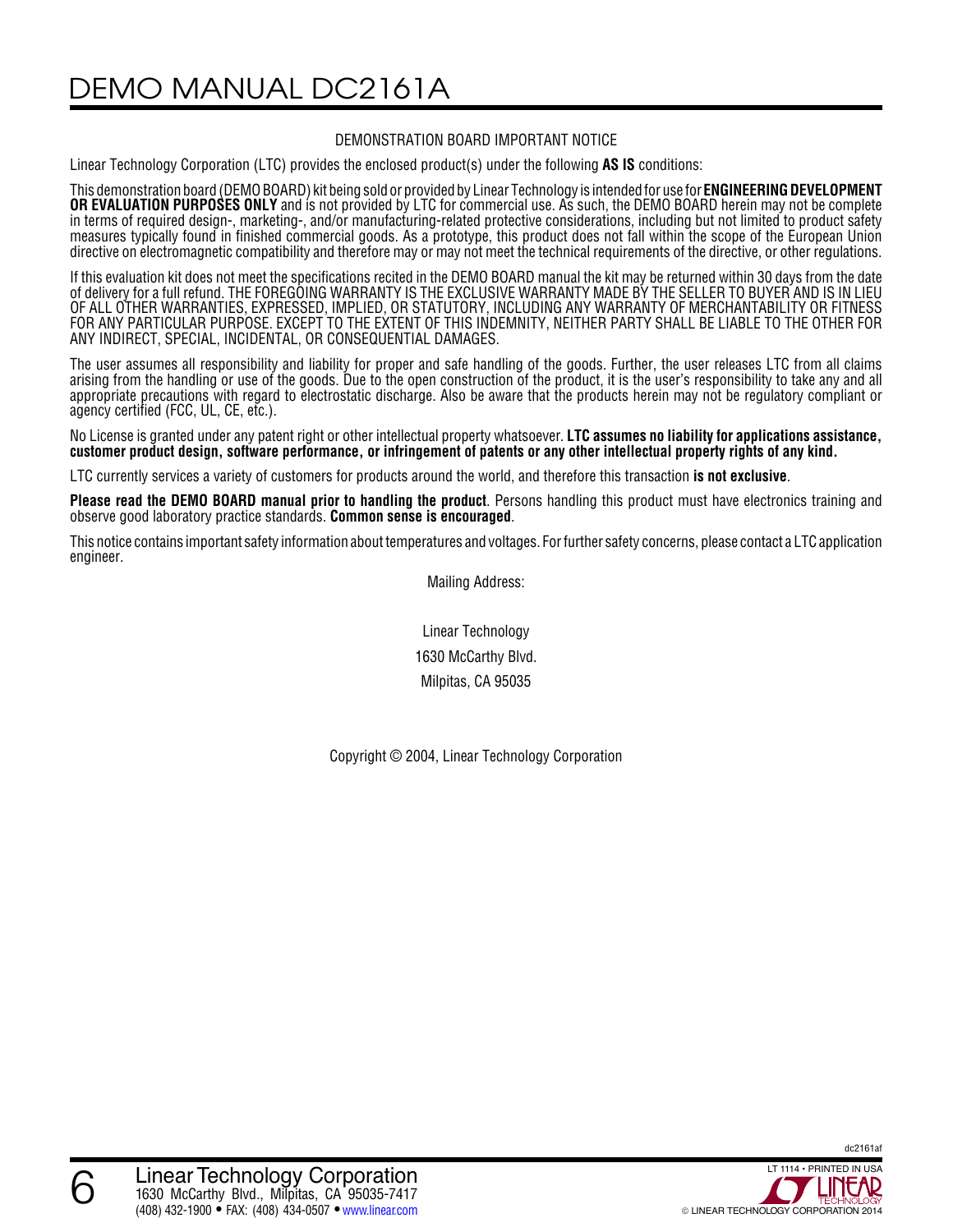DEMONSTRATION BOARD IMPORTANT NOTICE

Linear Technology Corporation (LTC) provides the enclosed product(s) under the following **AS IS** conditions:

This demonstration board (DEMO BOARD) kit being sold or provided by Linear Technology is intended for use for **ENGINEERING DEVELOPMENT OR EVALUATION PURPOSES ONLY** and is not provided by LTC for commercial use. As such, the DEMO BOARD herein may not be complete in terms of required design-, marketing-, and/or manufacturing-related protective considerations, including but not limited to product safety measures typically found in finished commercial goods. As a prototype, this product does not fall within the scope of the European Union directive on electromagnetic compatibility and therefore may or may not meet the technical requirements of the directive, or other regulations.

If this evaluation kit does not meet the specifications recited in the DEMO BOARD manual the kit may be returned within 30 days from the date of delivery for a full refund. THE FOREGOING WARRANTY IS THE EXCLUSIVE WARRANTY MADE BY THE SELLER TO BUYER AND IS IN LIEU OF ALL OTHER WARRANTIES, EXPRESSED, IMPLIED, OR STATUTORY, INCLUDING ANY WARRANTY OF MERCHANTABILITY OR FITNESS FOR ANY PARTICULAR PURPOSE. EXCEPT TO THE EXTENT OF THIS INDEMNITY, NEITHER PARTY SHALL BE LIABLE TO THE OTHER FOR ANY INDIRECT, SPECIAL, INCIDENTAL, OR CONSEQUENTIAL DAMAGES.

The user assumes all responsibility and liability for proper and safe handling of the goods. Further, the user releases LTC from all claims arising from the handling or use of the goods. Due to the open construction of the product, it is the user's responsibility to take any and all appropriate precautions with regard to electrostatic discharge. Also be aware that the products herein may not be regulatory compliant or agency certified (FCC, UL, CE, etc.).

No License is granted under any patent right or other intellectual property whatsoever. **LTC assumes no liability for applications assistance, customer product design, software performance, or infringement of patents or any other intellectual property rights of any kind.**

LTC currently services a variety of customers for products around the world, and therefore this transaction **is not exclusive**.

**Please read the DEMO BOARD manual prior to handling the product**. Persons handling this product must have electronics training and observe good laboratory practice standards. **Common sense is encouraged**.

This notice contains important safety information about temperatures and voltages. For further safety concerns, please contact a LTC application engineer.

Mailing Address:

Linear Technology
1630 McCarthy Blvd.
Milpitas, CA 95035

Copyright © 2004, Linear Technology Corporation